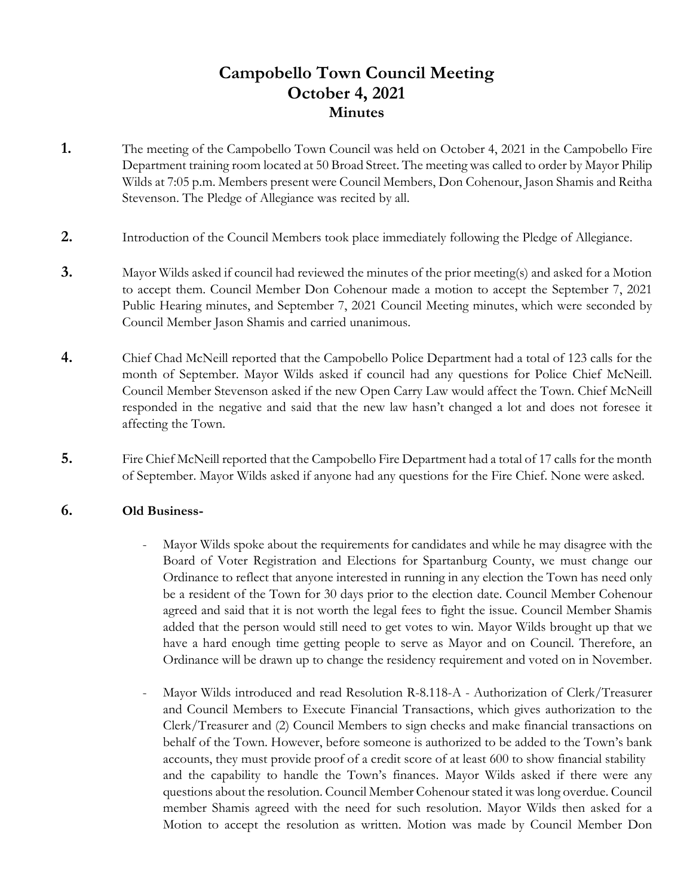# Campobello Town Council Meeting
## October 4, 2021
### Minutes

**1.** The meeting of the Campobello Town Council was held on October 4, 2021 in the Campobello Fire Department training room located at 50 Broad Street. The meeting was called to order by Mayor Philip Wilds at 7:05 p.m. Members present were Council Members, Don Cohenour, Jason Shamis and Reitha Stevenson. The Pledge of Allegiance was recited by all.

**2.** Introduction of the Council Members took place immediately following the Pledge of Allegiance.

**3.** Mayor Wilds asked if council had reviewed the minutes of the prior meeting(s) and asked for a Motion to accept them. Council Member Don Cohenour made a motion to accept the September 7, 2021 Public Hearing minutes, and September 7, 2021 Council Meeting minutes, which were seconded by Council Member Jason Shamis and carried unanimous.

**4.** Chief Chad McNeill reported that the Campobello Police Department had a total of 123 calls for the month of September. Mayor Wilds asked if council had any questions for Police Chief McNeill. Council Member Stevenson asked if the new Open Carry Law would affect the Town. Chief McNeill responded in the negative and said that the new law hasn't changed a lot and does not foresee it affecting the Town.

**5.** Fire Chief McNeill reported that the Campobello Fire Department had a total of 17 calls for the month of September. Mayor Wilds asked if anyone had any questions for the Fire Chief. None were asked.

**6.** **Old Business-**

- Mayor Wilds spoke about the requirements for candidates and while he may disagree with the Board of Voter Registration and Elections for Spartanburg County, we must change our Ordinance to reflect that anyone interested in running in any election the Town has need only be a resident of the Town for 30 days prior to the election date. Council Member Cohenour agreed and said that it is not worth the legal fees to fight the issue. Council Member Shamis added that the person would still need to get votes to win. Mayor Wilds brought up that we have a hard enough time getting people to serve as Mayor and on Council. Therefore, an Ordinance will be drawn up to change the residency requirement and voted on in November.

- Mayor Wilds introduced and read Resolution R-8.118-A - Authorization of Clerk/Treasurer and Council Members to Execute Financial Transactions, which gives authorization to the Clerk/Treasurer and (2) Council Members to sign checks and make financial transactions on behalf of the Town. However, before someone is authorized to be added to the Town's bank accounts, they must provide proof of a credit score of at least 600 to show financial stability and the capability to handle the Town's finances. Mayor Wilds asked if there were any questions about the resolution. Council Member Cohenour stated it was long overdue. Council member Shamis agreed with the need for such resolution. Mayor Wilds then asked for a Motion to accept the resolution as written. Motion was made by Council Member Don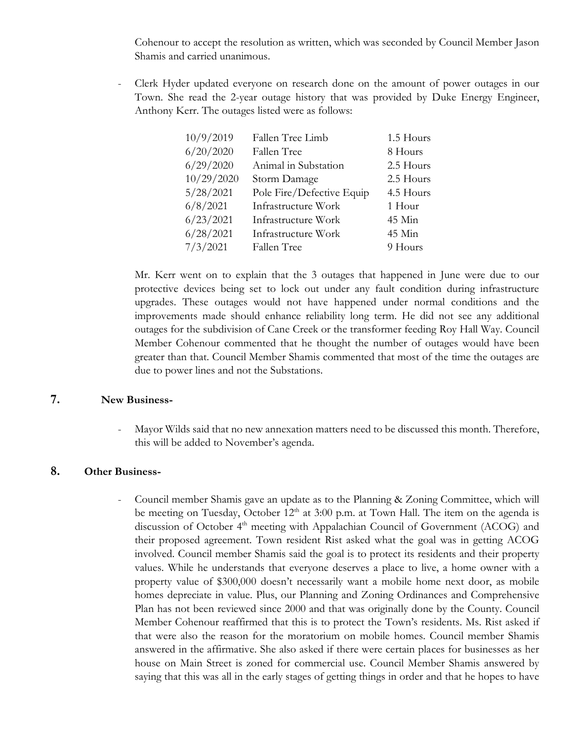Cohenour to accept the resolution as written, which was seconded by Council Member Jason Shamis and carried unanimous.

- Clerk Hyder updated everyone on research done on the amount of power outages in our Town. She read the 2-year outage history that was provided by Duke Energy Engineer, Anthony Kerr. The outages listed were as follows:

| | | |
|---|---|---|
| 10/9/2019 | Fallen Tree Limb | 1.5 Hours |
| 6/20/2020 | Fallen Tree | 8 Hours |
| 6/29/2020 | Animal in Substation | 2.5 Hours |
| 10/29/2020 | Storm Damage | 2.5 Hours |
| 5/28/2021 | Pole Fire/Defective Equip | 4.5 Hours |
| 6/8/2021 | Infrastructure Work | 1 Hour |
| 6/23/2021 | Infrastructure Work | 45 Min |
| 6/28/2021 | Infrastructure Work | 45 Min |
| 7/3/2021 | Fallen Tree | 9 Hours |

Mr. Kerr went on to explain that the 3 outages that happened in June were due to our protective devices being set to lock out under any fault condition during infrastructure upgrades. These outages would not have happened under normal conditions and the improvements made should enhance reliability long term. He did not see any additional outages for the subdivision of Cane Creek or the transformer feeding Roy Hall Way. Council Member Cohenour commented that he thought the number of outages would have been greater than that. Council Member Shamis commented that most of the time the outages are due to power lines and not the Substations.

## 7. New Business-

- Mayor Wilds said that no new annexation matters need to be discussed this month. Therefore, this will be added to November's agenda.

## 8. Other Business-

- Council member Shamis gave an update as to the Planning & Zoning Committee, which will be meeting on Tuesday, October 12th at 3:00 p.m. at Town Hall. The item on the agenda is discussion of October 4th meeting with Appalachian Council of Government (ACOG) and their proposed agreement. Town resident Rist asked what the goal was in getting ACOG involved. Council member Shamis said the goal is to protect its residents and their property values. While he understands that everyone deserves a place to live, a home owner with a property value of $300,000 doesn't necessarily want a mobile home next door, as mobile homes depreciate in value. Plus, our Planning and Zoning Ordinances and Comprehensive Plan has not been reviewed since 2000 and that was originally done by the County. Council Member Cohenour reaffirmed that this is to protect the Town's residents. Ms. Rist asked if that were also the reason for the moratorium on mobile homes. Council member Shamis answered in the affirmative. She also asked if there were certain places for businesses as her house on Main Street is zoned for commercial use. Council Member Shamis answered by saying that this was all in the early stages of getting things in order and that he hopes to have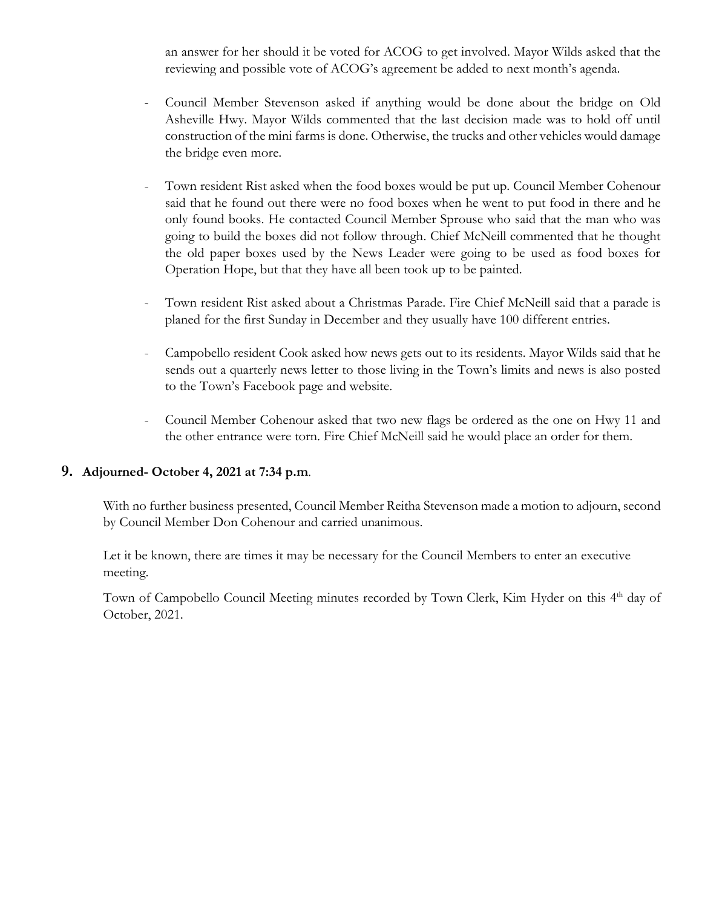an answer for her should it be voted for ACOG to get involved. Mayor Wilds asked that the reviewing and possible vote of ACOG's agreement be added to next month's agenda.

- Council Member Stevenson asked if anything would be done about the bridge on Old Asheville Hwy. Mayor Wilds commented that the last decision made was to hold off until construction of the mini farms is done. Otherwise, the trucks and other vehicles would damage the bridge even more.
- Town resident Rist asked when the food boxes would be put up. Council Member Cohenour said that he found out there were no food boxes when he went to put food in there and he only found books. He contacted Council Member Sprouse who said that the man who was going to build the boxes did not follow through. Chief McNeill commented that he thought the old paper boxes used by the News Leader were going to be used as food boxes for Operation Hope, but that they have all been took up to be painted.
- Town resident Rist asked about a Christmas Parade. Fire Chief McNeill said that a parade is planed for the first Sunday in December and they usually have 100 different entries.
- Campobello resident Cook asked how news gets out to its residents. Mayor Wilds said that he sends out a quarterly news letter to those living in the Town's limits and news is also posted to the Town's Facebook page and website.
- Council Member Cohenour asked that two new flags be ordered as the one on Hwy 11 and the other entrance were torn. Fire Chief McNeill said he would place an order for them.

## 9. Adjourned- October 4, 2021 at 7:34 p.m.

With no further business presented, Council Member Reitha Stevenson made a motion to adjourn, second by Council Member Don Cohenour and carried unanimous.

Let it be known, there are times it may be necessary for the Council Members to enter an executive meeting.

Town of Campobello Council Meeting minutes recorded by Town Clerk, Kim Hyder on this 4th day of October, 2021.